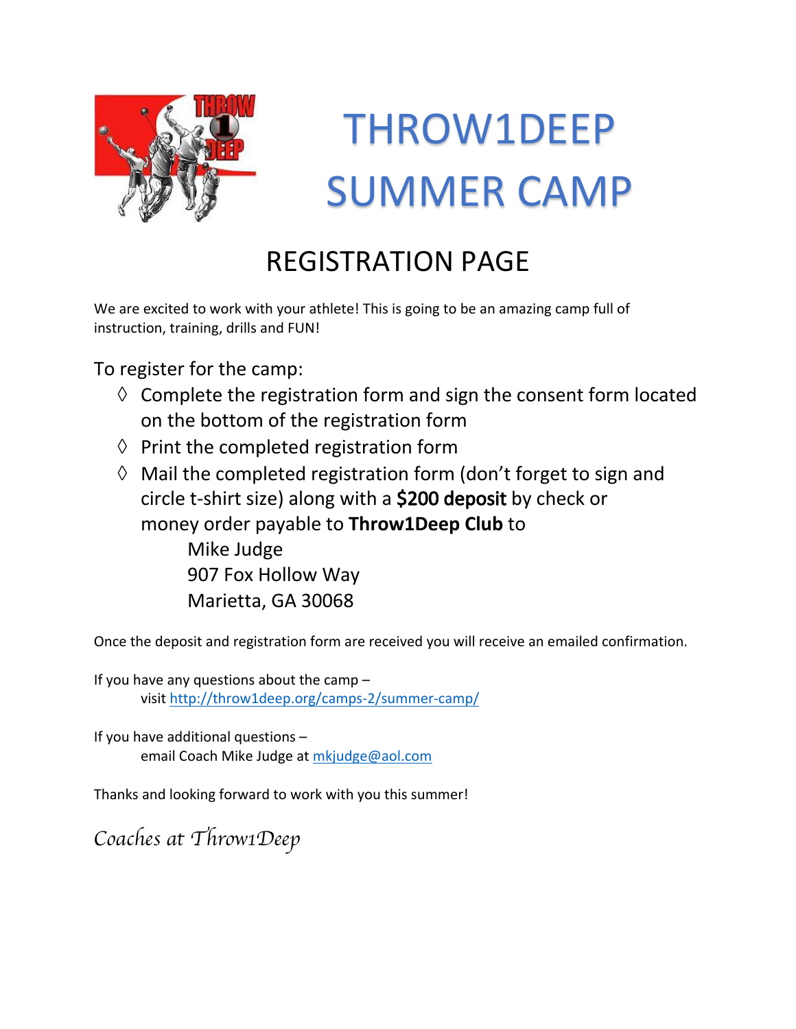# THROW1DEEP SUMMER CAMP

## REGISTRATION PAGE

We are excited to work with your athlete! This is going to be an amazing camp full of instruction, training, drills and FUN!

To register for the camp:

- ◊ Complete the registration form and sign the consent form located on the bottom of the registration form
- ◊ Print the completed registration form
- ◊ Mail the completed registration form (don't forget to sign and circle t-shirt size) along with a **$200 deposit** by check or money order payable to **Throw1Deep Club** to

  Mike Judge
  907 Fox Hollow Way
  Marietta, GA 30068

Once the deposit and registration form are received you will receive an emailed confirmation.

If you have any questions about the camp –
visit http://throw1deep.org/camps-2/summer-camp/

If you have additional questions –
email Coach Mike Judge at mkjudge@aol.com

Thanks and looking forward to work with you this summer!

*Coaches at Throw1Deep*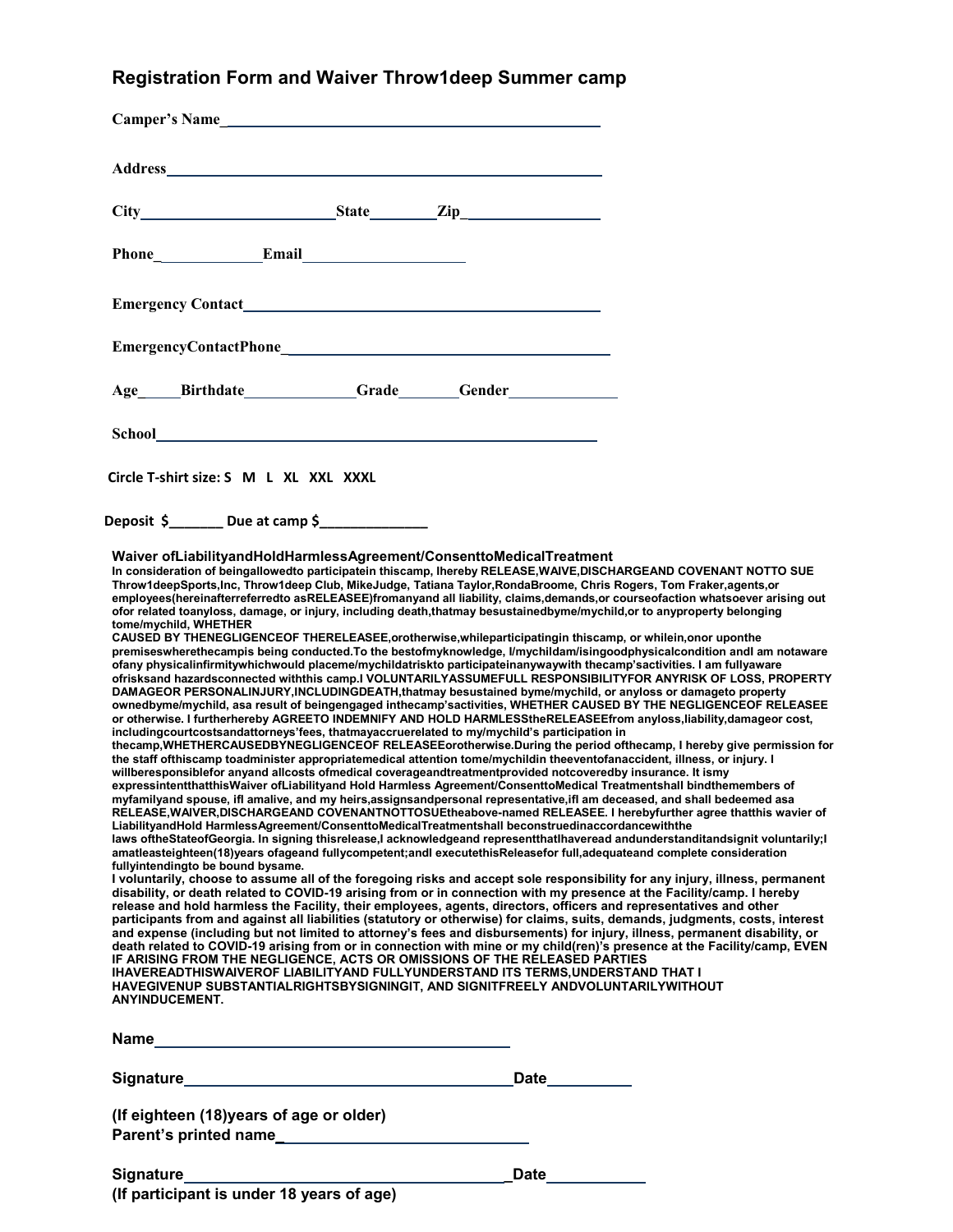# Registration Form and Waiver Throw1deep Summer camp

**Camper's Name**_____________________________________________

**Address**_____________________________________________

**City**______________________**State**________**Zip**________________

**Phone**_____________**Email**____________________

**Emergency Contact**_____________________________________________

**EmergencyContactPhone**_________________________________________

**Age**_____**Birthdate**______________**Grade**_______**Gender**_____________

**School**_____________________________________________

**Circle T-shirt size: S M L XL XXL XXXL**

**Deposit $_______ Due at camp $______________**

**Waiver ofLiabilityandHoldHarmlessAgreement/ConsenttoMedicalTreatment**

**In consideration of beingallowedto participatein thiscamp, Ihereby RELEASE,WAIVE,DISCHARGEAND COVENANT NOTTO SUE Throw1deepSports,Inc, Throw1deep Club, MikeJudge, Tatiana Taylor,RondaBroome, Chris Rogers, Tom Fraker,agents,or employees(hereinafterreferredto asRELEASEE)fromanyand all liability, claims,demands,or courseofaction whatsoever arising out ofor related toanyloss, damage, or injury, including death,thatmay besustainedbyme/mychild,or to anyproperty belonging tome/mychild, WHETHER CAUSED BY THENEGLIGENCEOF THERELEASEE,orotherwise,whileparticipatingin thiscamp, or whilein,onor uponthe premiseswherethecampis being conducted.To the bestofmyknowledge, I/mychildam/isingoodphysicalcondition andI am notaware ofany physicalinfirmitywhichwould placeme/mychildatriskto participateinanywaywith thecamp'sactivities. I am fullyaware ofrisksand hazardsconnected withthis camp.I VOLUNTARILYASSUMEFULL RESPONSIBILITYFOR ANYRISK OF LOSS, PROPERTY DAMAGEOR PERSONALINJURY,INCLUDINGDEATH,thatmay besustained byme/mychild, or anyloss or damageto property ownedbyme/mychild, asa result of beingengaged inthecamp'sactivities, WHETHER CAUSED BY THE NEGLIGENCEOF RELEASEE or otherwise. I furtherhereby AGREETO INDEMNIFY AND HOLD HARMLESStheRELEASEEfrom anyloss,liability,damageor cost, includingcourtcostsandattorneys'fees, thatmayaccruerelated to my/mychild's participation in thecamp,WHETHERCAUSEDBYNEGLIGENCEOF RELEASEEorotherwise.During the period ofthecamp, I hereby give permission for the staff ofthiscamp toadminister appropriatemedical attention tome/mychildin theeventofanaccident, illness, or injury. I willberesponsiblefor anyand allcosts ofmedical coverageandtreatmentprovided notcoveredby insurance. It ismy expressintentthatthisWaiver ofLiabilityand Hold Harmless Agreement/ConsenttoMedical Treatmentshall bindthemembers of myfamilyand spouse, ifI amalive, and my heirs,assignsandpersonal representative,ifI am deceased, and shall bedeemed asa RELEASE,WAIVER,DISCHARGEAND COVENANTNOTTOSUEtheabove-named RELEASEE. I herebyfurther agree thatthis wavier of LiabilityandHold HarmlessAgreement/ConsenttoMedicalTreatmentshall beconstruedinaccordancewiththe laws oftheStateofGeorgia. In signing thisrelease,I acknowledgeand representthatIhaveread andunderstanditandsignit voluntarily;I amatleasteighteen(18)years ofageand fullycompetent;andI executethisReleasefor full,adequateand complete consideration fullyintendingto be bound bysame.**

**I voluntarily, choose to assume all of the foregoing risks and accept sole responsibility for any injury, illness, permanent disability, or death related to COVID-19 arising from or in connection with my presence at the Facility/camp. I hereby release and hold harmless the Facility, their employees, agents, directors, officers and representatives and other participants from and against all liabilities (statutory or otherwise) for claims, suits, demands, judgments, costs, interest and expense (including but not limited to attorney's fees and disbursements) for injury, illness, permanent disability, or death related to COVID-19 arising from or in connection with mine or my child(ren)'s presence at the Facility/camp, EVEN IF ARISING FROM THE NEGLIGENCE, ACTS OR OMISSIONS OF THE RELEASED PARTIES IHAVEREADTHISWAIVEROF LIABILITYAND FULLYUNDERSTAND ITS TERMS,UNDERSTAND THAT I HAVEGIVENUP SUBSTANTIALRIGHTSBYSIGNINGIT, AND SIGNITFREELY ANDVOLUNTARILYWITHOUT ANYINDUCEMENT.**

**Name**_________________________________________

**Signature**______________________________________**Date**__________

**(If eighteen (18)years of age or older)**
**Parent's printed name**____________________________

**Signature**_____________________________________**Date**___________
**(If participant is under 18 years of age)**